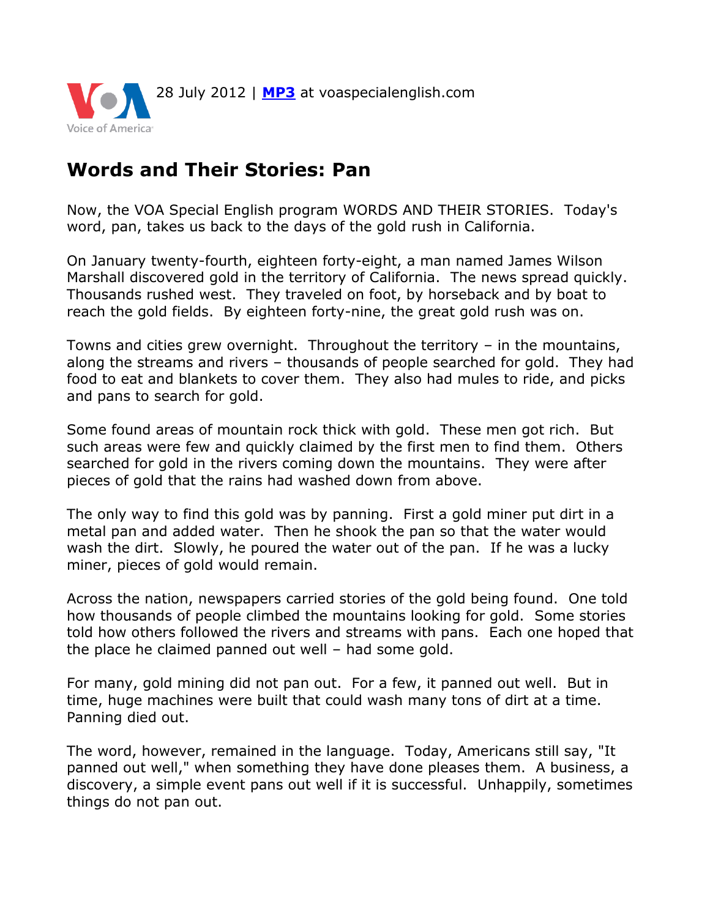28 July 2012 | **[MP3](MP3)** at voaspecialenglish.com

# Words and Their Stories: Pan

Now, the VOA Special English program WORDS AND THEIR STORIES. Today's word, pan, takes us back to the days of the gold rush in California.

On January twenty-fourth, eighteen forty-eight, a man named James Wilson Marshall discovered gold in the territory of California. The news spread quickly. Thousands rushed west. They traveled on foot, by horseback and by boat to reach the gold fields. By eighteen forty-nine, the great gold rush was on.

Towns and cities grew overnight. Throughout the territory – in the mountains, along the streams and rivers – thousands of people searched for gold. They had food to eat and blankets to cover them. They also had mules to ride, and picks and pans to search for gold.

Some found areas of mountain rock thick with gold. These men got rich. But such areas were few and quickly claimed by the first men to find them. Others searched for gold in the rivers coming down the mountains. They were after pieces of gold that the rains had washed down from above.

The only way to find this gold was by panning. First a gold miner put dirt in a metal pan and added water. Then he shook the pan so that the water would wash the dirt. Slowly, he poured the water out of the pan. If he was a lucky miner, pieces of gold would remain.

Across the nation, newspapers carried stories of the gold being found. One told how thousands of people climbed the mountains looking for gold. Some stories told how others followed the rivers and streams with pans. Each one hoped that the place he claimed panned out well – had some gold.

For many, gold mining did not pan out. For a few, it panned out well. But in time, huge machines were built that could wash many tons of dirt at a time. Panning died out.

The word, however, remained in the language. Today, Americans still say, "It panned out well," when something they have done pleases them. A business, a discovery, a simple event pans out well if it is successful. Unhappily, sometimes things do not pan out.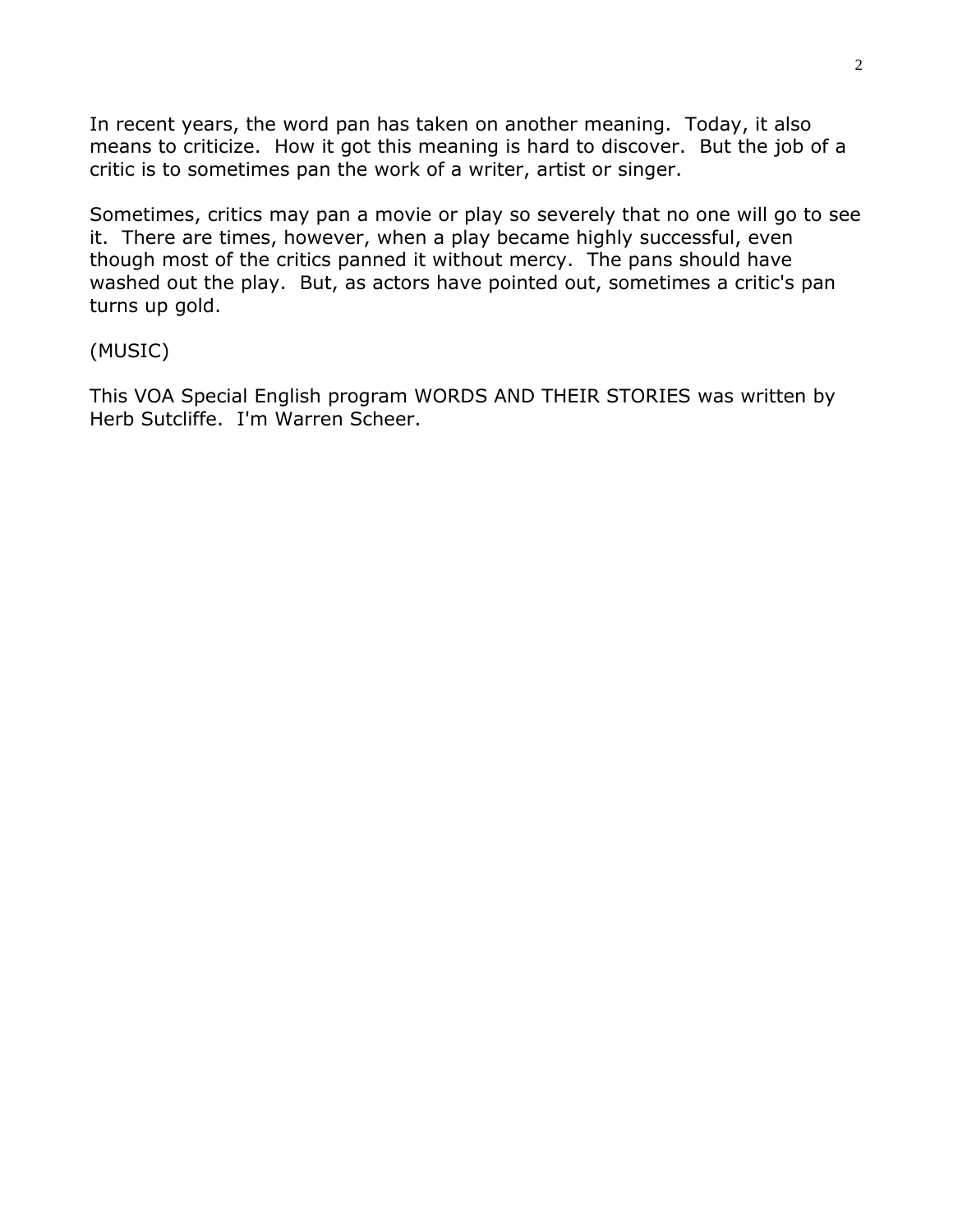In recent years, the word pan has taken on another meaning. Today, it also means to criticize. How it got this meaning is hard to discover. But the job of a critic is to sometimes pan the work of a writer, artist or singer.

Sometimes, critics may pan a movie or play so severely that no one will go to see it. There are times, however, when a play became highly successful, even though most of the critics panned it without mercy. The pans should have washed out the play. But, as actors have pointed out, sometimes a critic's pan turns up gold.

(MUSIC)

This VOA Special English program WORDS AND THEIR STORIES was written by Herb Sutcliffe. I'm Warren Scheer.